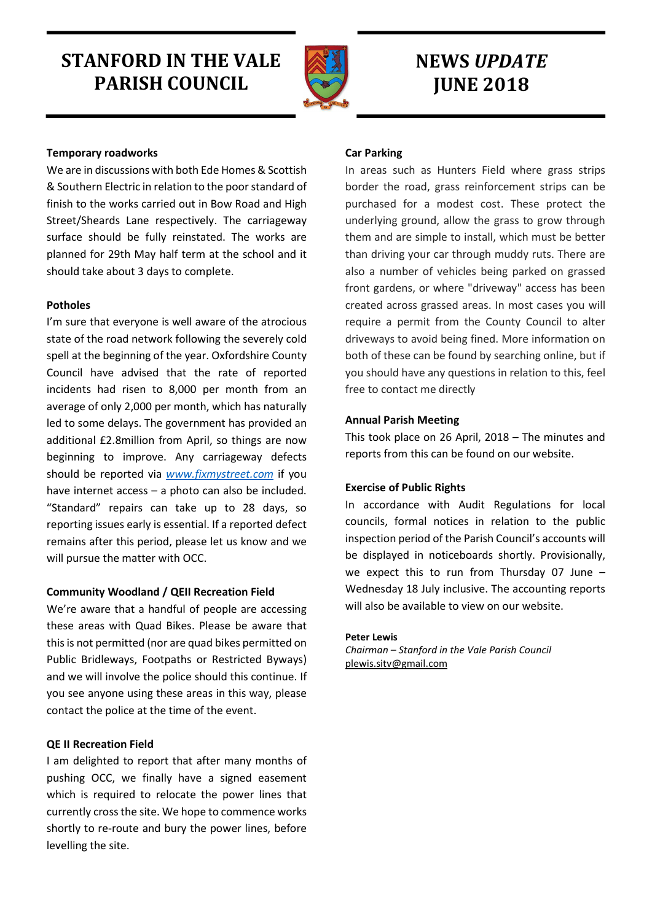# STANFORD IN THE VALE PARISH COUNCIL

# NEWS *UPDATE* JUNE 2018

**Temporary roadworks**

We are in discussions with both Ede Homes & Scottish & Southern Electric in relation to the poor standard of finish to the works carried out in Bow Road and High Street/Sheards Lane respectively. The carriageway surface should be fully reinstated. The works are planned for 29th May half term at the school and it should take about 3 days to complete.

**Potholes**

I'm sure that everyone is well aware of the atrocious state of the road network following the severely cold spell at the beginning of the year. Oxfordshire County Council have advised that the rate of reported incidents had risen to 8,000 per month from an average of only 2,000 per month, which has naturally led to some delays. The government has provided an additional £2.8million from April, so things are now beginning to improve. Any carriageway defects should be reported via *www.fixmystreet.com* if you have internet access – a photo can also be included. "Standard" repairs can take up to 28 days, so reporting issues early is essential. If a reported defect remains after this period, please let us know and we will pursue the matter with OCC.

**Community Woodland / QEII Recreation Field**

We're aware that a handful of people are accessing these areas with Quad Bikes. Please be aware that this is not permitted (nor are quad bikes permitted on Public Bridleways, Footpaths or Restricted Byways) and we will involve the police should this continue. If you see anyone using these areas in this way, please contact the police at the time of the event.

**QE II Recreation Field**

I am delighted to report that after many months of pushing OCC, we finally have a signed easement which is required to relocate the power lines that currently cross the site. We hope to commence works shortly to re-route and bury the power lines, before levelling the site.

**Car Parking**

In areas such as Hunters Field where grass strips border the road, grass reinforcement strips can be purchased for a modest cost. These protect the underlying ground, allow the grass to grow through them and are simple to install, which must be better than driving your car through muddy ruts. There are also a number of vehicles being parked on grassed front gardens, or where "driveway" access has been created across grassed areas. In most cases you will require a permit from the County Council to alter driveways to avoid being fined. More information on both of these can be found by searching online, but if you should have any questions in relation to this, feel free to contact me directly

**Annual Parish Meeting**

This took place on 26 April, 2018 – The minutes and reports from this can be found on our website.

**Exercise of Public Rights**

In accordance with Audit Regulations for local councils, formal notices in relation to the public inspection period of the Parish Council's accounts will be displayed in noticeboards shortly. Provisionally, we expect this to run from Thursday 07 June – Wednesday 18 July inclusive. The accounting reports will also be available to view on our website.

**Peter Lewis**
*Chairman – Stanford in the Vale Parish Council*
plewis.sitv@gmail.com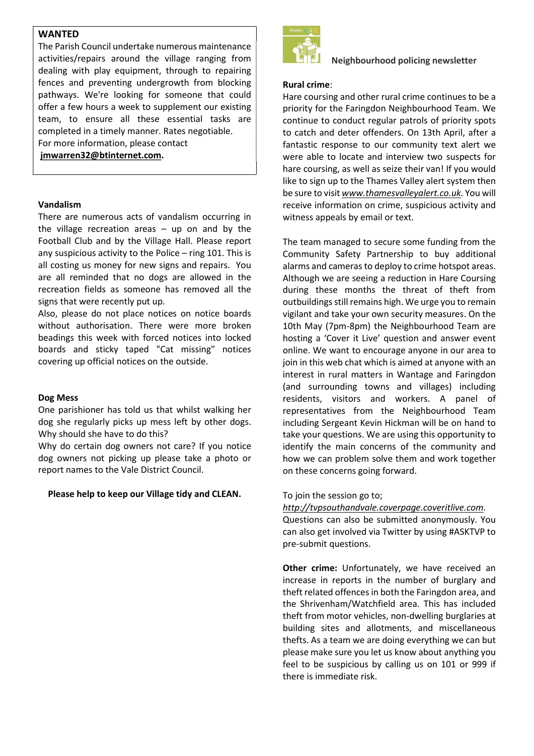## WANTED

The Parish Council undertake numerous maintenance activities/repairs around the village ranging from dealing with play equipment, through to repairing fences and preventing undergrowth from blocking pathways. We're looking for someone that could offer a few hours a week to supplement our existing team, to ensure all these essential tasks are completed in a timely manner. Rates negotiable.
For more information, please contact
**jmwarren32@btinternet.com.**

### Vandalism

There are numerous acts of vandalism occurring in the village recreation areas – up on and by the Football Club and by the Village Hall. Please report any suspicious activity to the Police – ring 101. This is all costing us money for new signs and repairs. You are all reminded that no dogs are allowed in the recreation fields as someone has removed all the signs that were recently put up.

Also, please do not place notices on notice boards without authorisation. There were more broken beadings this week with forced notices into locked boards and sticky taped "Cat missing" notices covering up official notices on the outside.

### Dog Mess

One parishioner has told us that whilst walking her dog she regularly picks up mess left by other dogs. Why should she have to do this?

Why do certain dog owners not care? If you notice dog owners not picking up please take a photo or report names to the Vale District Council.

**Please help to keep our Village tidy and CLEAN.**

## Neighbourhood policing newsletter

**Rural crime**:

Hare coursing and other rural crime continues to be a priority for the Faringdon Neighbourhood Team. We continue to conduct regular patrols of priority spots to catch and deter offenders. On 13th April, after a fantastic response to our community text alert we were able to locate and interview two suspects for hare coursing, as well as seize their van! If you would like to sign up to the Thames Valley alert system then be sure to visit *www.thamesvalleyalert.co.uk*. You will receive information on crime, suspicious activity and witness appeals by email or text.

The team managed to secure some funding from the Community Safety Partnership to buy additional alarms and cameras to deploy to crime hotspot areas. Although we are seeing a reduction in Hare Coursing during these months the threat of theft from outbuildings still remains high. We urge you to remain vigilant and take your own security measures. On the 10th May (7pm-8pm) the Neighbourhood Team are hosting a 'Cover it Live' question and answer event online. We want to encourage anyone in our area to join in this web chat which is aimed at anyone with an interest in rural matters in Wantage and Faringdon (and surrounding towns and villages) including residents, visitors and workers. A panel of representatives from the Neighbourhood Team including Sergeant Kevin Hickman will be on hand to take your questions. We are using this opportunity to identify the main concerns of the community and how we can problem solve them and work together on these concerns going forward.

To join the session go to;
*http://tvpsouthandvale.coverpage.coveritlive.com*.
Questions can also be submitted anonymously. You can also get involved via Twitter by using #ASKTVP to pre-submit questions.

**Other crime:** Unfortunately, we have received an increase in reports in the number of burglary and theft related offences in both the Faringdon area, and the Shrivenham/Watchfield area. This has included theft from motor vehicles, non-dwelling burglaries at building sites and allotments, and miscellaneous thefts. As a team we are doing everything we can but please make sure you let us know about anything you feel to be suspicious by calling us on 101 or 999 if there is immediate risk.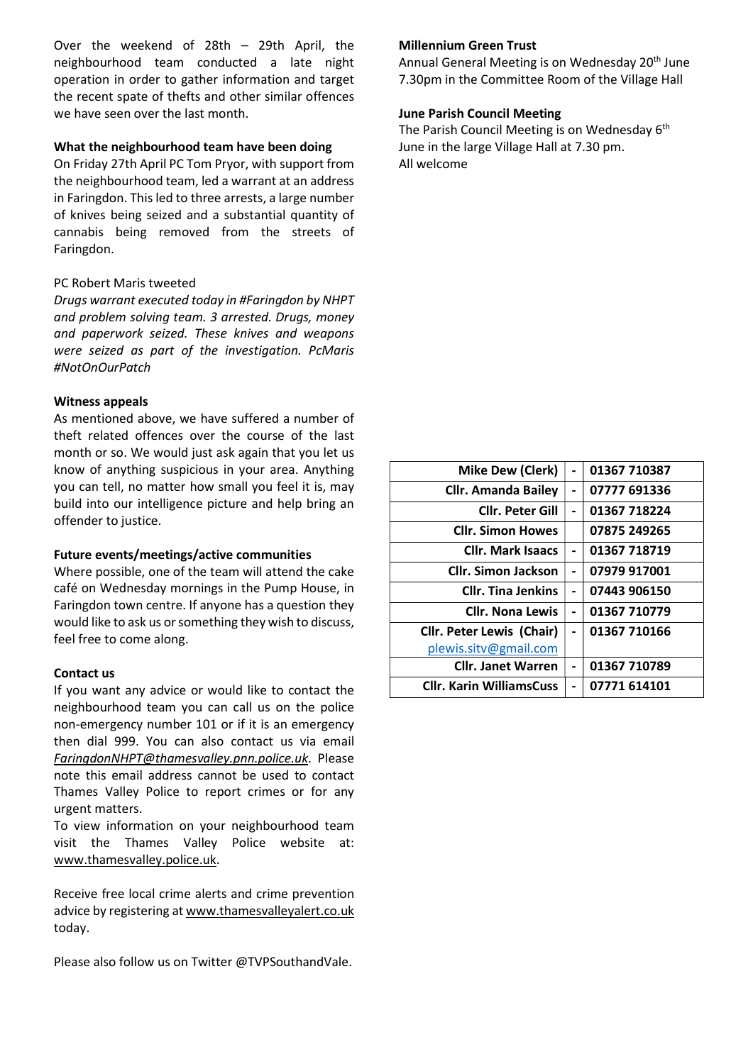Over the weekend of 28th – 29th April, the neighbourhood team conducted a late night operation in order to gather information and target the recent spate of thefts and other similar offences we have seen over the last month.

**What the neighbourhood team have been doing**

On Friday 27th April PC Tom Pryor, with support from the neighbourhood team, led a warrant at an address in Faringdon. This led to three arrests, a large number of knives being seized and a substantial quantity of cannabis being removed from the streets of Faringdon.

PC Robert Maris tweeted

*Drugs warrant executed today in #Faringdon by NHPT and problem solving team. 3 arrested. Drugs, money and paperwork seized. These knives and weapons were seized as part of the investigation. PcMaris #NotOnOurPatch*

**Witness appeals**

As mentioned above, we have suffered a number of theft related offences over the course of the last month or so. We would just ask again that you let us know of anything suspicious in your area. Anything you can tell, no matter how small you feel it is, may build into our intelligence picture and help bring an offender to justice.

**Future events/meetings/active communities**

Where possible, one of the team will attend the cake café on Wednesday mornings in the Pump House, in Faringdon town centre. If anyone has a question they would like to ask us or something they wish to discuss, feel free to come along.

**Contact us**

If you want any advice or would like to contact the neighbourhood team you can call us on the police non-emergency number 101 or if it is an emergency then dial 999. You can also contact us via email *FaringdonNHPT@thamesvalley.pnn.police.uk*. Please note this email address cannot be used to contact Thames Valley Police to report crimes or for any urgent matters.

To view information on your neighbourhood team visit the Thames Valley Police website at: www.thamesvalley.police.uk.

Receive free local crime alerts and crime prevention advice by registering at www.thamesvalleyalert.co.uk today.

Please also follow us on Twitter @TVPSouthandVale.

**Millennium Green Trust**

Annual General Meeting is on Wednesday 20th June 7.30pm in the Committee Room of the Village Hall

**June Parish Council Meeting**

The Parish Council Meeting is on Wednesday 6th June in the large Village Hall at 7.30 pm.
All welcome

| | | |
|---|---|---|
| **Mike Dew (Clerk)** | - | **01367 710387** |
| **Cllr. Amanda Bailey** | - | **07777 691336** |
| **Cllr. Peter Gill** | - | **01367 718224** |
| **Cllr. Simon Howes** | | **07875 249265** |
| **Cllr. Mark Isaacs** | - | **01367 718719** |
| **Cllr. Simon Jackson** | - | **07979 917001** |
| **Cllr. Tina Jenkins** | - | **07443 906150** |
| **Cllr. Nona Lewis** | - | **01367 710779** |
| **Cllr. Peter Lewis (Chair)** plewis.sitv@gmail.com | - | **01367 710166** |
| **Cllr. Janet Warren** | - | **01367 710789** |
| **Cllr. Karin WilliamsCuss** | - | **07771 614101** |